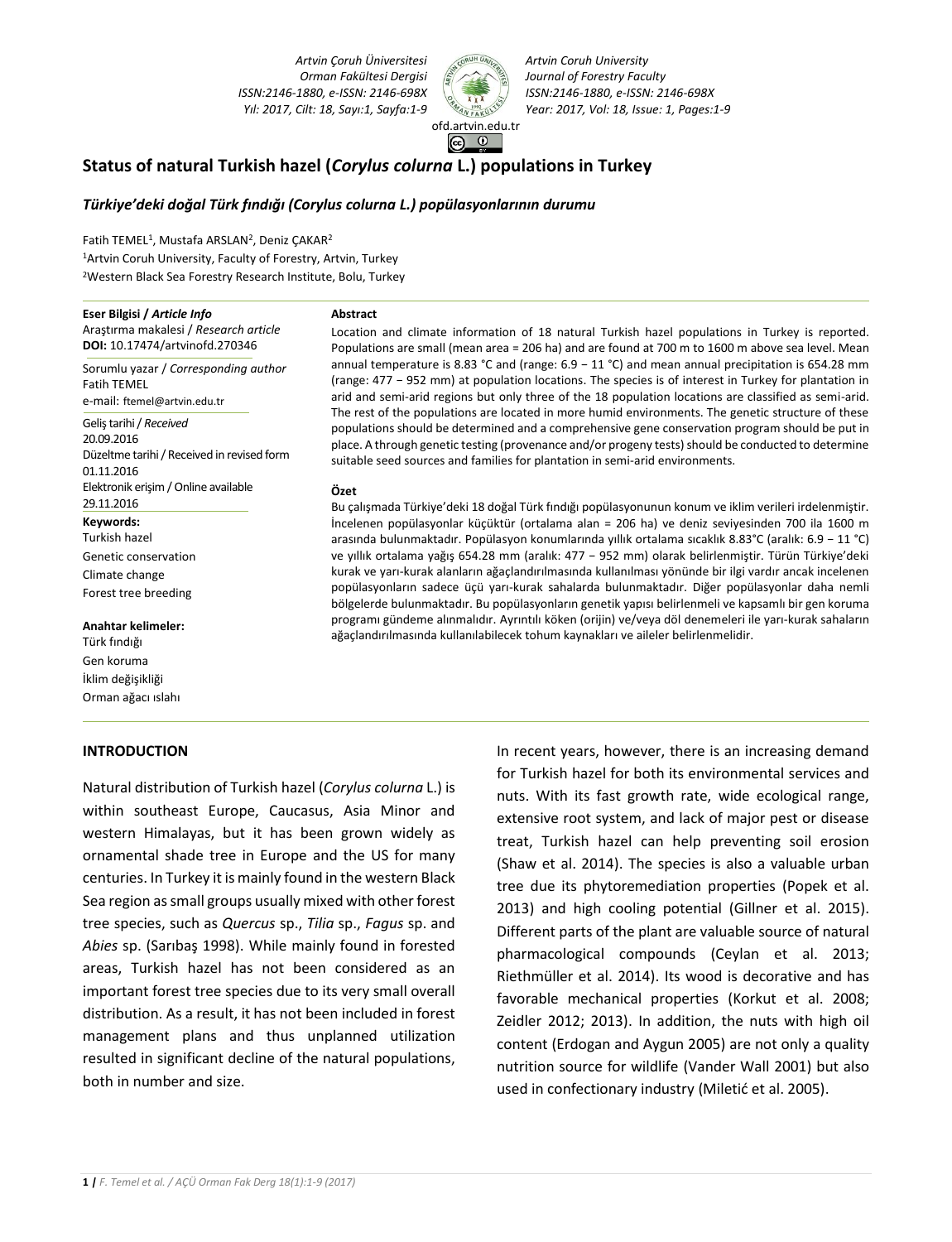# Status of natural Turkish hazel (*Corylus colurna* L.) populations in Turkey

## *Türkiye'deki doğal Türk fındığı (Corylus colurna L.) popülasyonlarının durumu*

Fatih TEMEL[1], Mustafa ARSLAN[2], Deniz ÇAKAR[2]

[1]Artvin Coruh University, Faculty of Forestry, Artvin, Turkey

[2]Western Black Sea Forestry Research Institute, Bolu, Turkey

**Eser Bilgisi / *Article Info***

Araştırma makalesi / *Research article*

**DOI:** 10.17474/artvinofd.270346

Sorumlu yazar / *Corresponding author*

Fatih TEMEL

e-mail: ftemel@artvin.edu.tr

Geliş tarihi / *Received*

20.09.2016

Düzeltme tarihi / Received in revised form

01.11.2016

Elektronik erişim / Online available

29.11.2016

**Keywords:**

Turkish hazel

Genetic conservation

Climate change

Forest tree breeding

**Anahtar kelimeler:**

Türk fındığı

Gen koruma

İklim değişikliği

Orman ağacı ıslahı

**Abstract**

Location and climate information of 18 natural Turkish hazel populations in Turkey is reported. Populations are small (mean area = 206 ha) and are found at 700 m to 1600 m above sea level. Mean annual temperature is 8.83 °C and (range: 6.9 − 11 °C) and mean annual precipitation is 654.28 mm (range: 477 − 952 mm) at population locations. The species is of interest in Turkey for plantation in arid and semi-arid regions but only three of the 18 population locations are classified as semi-arid. The rest of the populations are located in more humid environments. The genetic structure of these populations should be determined and a comprehensive gene conservation program should be put in place. A through genetic testing (provenance and/or progeny tests) should be conducted to determine suitable seed sources and families for plantation in semi-arid environments.

**Özet**

Bu çalışmada Türkiye'deki 18 doğal Türk fındığı popülasyonunun konum ve iklim verileri irdelenmiştir. İncelenen popülasyonlar küçüktür (ortalama alan = 206 ha) ve deniz seviyesinden 700 ila 1600 m arasında bulunmaktadır. Popülasyon konumlarında yıllık ortalama sıcaklık 8.83°C (aralık: 6.9 − 11 °C) ve yıllık ortalama yağış 654.28 mm (aralık: 477 − 952 mm) olarak belirlenmiştir. Türün Türkiye'deki kurak ve yarı-kurak alanların ağaçlandırılmasında kullanılması yönünde bir ilgi vardır ancak incelenen popülasyonların sadece üçü yarı-kurak sahalarda bulunmaktadır. Diğer popülasyonlar daha nemli bölgelerde bulunmaktadır. Bu popülasyonların genetik yapısı belirlenmeli ve kapsamlı bir gen koruma programı gündeme alınmalıdır. Ayrıntılı köken (orijin) ve/veya döl denemeleri ile yarı-kurak sahaların ağaçlandırılmasında kullanılabilecek tohum kaynakları ve aileler belirlenmelidir.

## INTRODUCTION

Natural distribution of Turkish hazel (*Corylus colurna* L.) is within southeast Europe, Caucasus, Asia Minor and western Himalayas, but it has been grown widely as ornamental shade tree in Europe and the US for many centuries. In Turkey it is mainly found in the western Black Sea region as small groups usually mixed with other forest tree species, such as *Quercus* sp., *Tilia* sp., *Fagus* sp. and *Abies* sp. (Sarıbaş 1998). While mainly found in forested areas, Turkish hazel has not been considered as an important forest tree species due to its very small overall distribution. As a result, it has not been included in forest management plans and thus unplanned utilization resulted in significant decline of the natural populations, both in number and size.

In recent years, however, there is an increasing demand for Turkish hazel for both its environmental services and nuts. With its fast growth rate, wide ecological range, extensive root system, and lack of major pest or disease treat, Turkish hazel can help preventing soil erosion (Shaw et al. 2014). The species is also a valuable urban tree due its phytoremediation properties (Popek et al. 2013) and high cooling potential (Gillner et al. 2015). Different parts of the plant are valuable source of natural pharmacological compounds (Ceylan et al. 2013; Riethmüller et al. 2014). Its wood is decorative and has favorable mechanical properties (Korkut et al. 2008; Zeidler 2012; 2013). In addition, the nuts with high oil content (Erdogan and Aygun 2005) are not only a quality nutrition source for wildlife (Vander Wall 2001) but also used in confectionary industry (Miletić et al. 2005).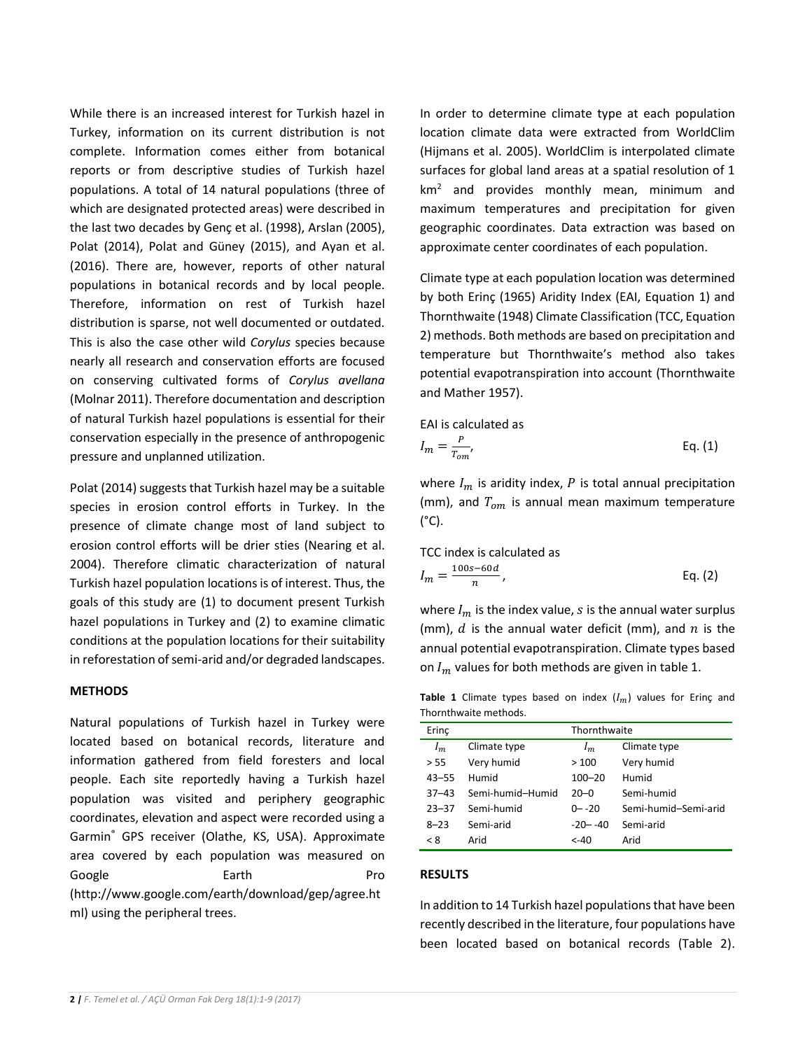While there is an increased interest for Turkish hazel in Turkey, information on its current distribution is not complete. Information comes either from botanical reports or from descriptive studies of Turkish hazel populations. A total of 14 natural populations (three of which are designated protected areas) were described in the last two decades by Genç et al. (1998), Arslan (2005), Polat (2014), Polat and Güney (2015), and Ayan et al. (2016). There are, however, reports of other natural populations in botanical records and by local people. Therefore, information on rest of Turkish hazel distribution is sparse, not well documented or outdated. This is also the case other wild *Corylus* species because nearly all research and conservation efforts are focused on conserving cultivated forms of *Corylus avellana* (Molnar 2011). Therefore documentation and description of natural Turkish hazel populations is essential for their conservation especially in the presence of anthropogenic pressure and unplanned utilization.

Polat (2014) suggests that Turkish hazel may be a suitable species in erosion control efforts in Turkey. In the presence of climate change most of land subject to erosion control efforts will be drier sties (Nearing et al. 2004). Therefore climatic characterization of natural Turkish hazel population locations is of interest. Thus, the goals of this study are (1) to document present Turkish hazel populations in Turkey and (2) to examine climatic conditions at the population locations for their suitability in reforestation of semi-arid and/or degraded landscapes.

## METHODS

Natural populations of Turkish hazel in Turkey were located based on botanical records, literature and information gathered from field foresters and local people. Each site reportedly having a Turkish hazel population was visited and periphery geographic coordinates, elevation and aspect were recorded using a Garmin® GPS receiver (Olathe, KS, USA). Approximate area covered by each population was measured on Google Earth Pro (http://www.google.com/earth/download/gep/agree.html) using the peripheral trees.

In order to determine climate type at each population location climate data were extracted from WorldClim (Hijmans et al. 2005). WorldClim is interpolated climate surfaces for global land areas at a spatial resolution of 1 km$^2$ and provides monthly mean, minimum and maximum temperatures and precipitation for given geographic coordinates. Data extraction was based on approximate center coordinates of each population.

Climate type at each population location was determined by both Erinç (1965) Aridity Index (EAI, Equation 1) and Thornthwaite (1948) Climate Classification (TCC, Equation 2) methods. Both methods are based on precipitation and temperature but Thornthwaite's method also takes potential evapotranspiration into account (Thornthwaite and Mather 1957).

EAI is calculated as

$$I_m = \frac{P}{T_{om}}, \qquad \text{Eq. (1)}$$

where $I_m$ is aridity index, $P$ is total annual precipitation (mm), and $T_{om}$ is annual mean maximum temperature (°C).

TCC index is calculated as

$$I_m = \frac{100s - 60d}{n}, \qquad \text{Eq. (2)}$$

where $I_m$ is the index value, $s$ is the annual water surplus (mm), $d$ is the annual water deficit (mm), and $n$ is the annual potential evapotranspiration. Climate types based on $I_m$ values for both methods are given in table 1.

**Table 1** Climate types based on index ($I_m$) values for Erinç and Thornthwaite methods.

| Erinç | | Thornthwaite | |
|---|---|---|---|
| $I_m$ | Climate type | $I_m$ | Climate type |
| > 55 | Very humid | > 100 | Very humid |
| 43–55 | Humid | 100–20 | Humid |
| 37–43 | Semi-humid–Humid | 20–0 | Semi-humid |
| 23–37 | Semi-humid | 0– -20 | Semi-humid–Semi-arid |
| 8–23 | Semi-arid | -20– -40 | Semi-arid |
| < 8 | Arid | <-40 | Arid |

## RESULTS

In addition to 14 Turkish hazel populations that have been recently described in the literature, four populations have been located based on botanical records (Table 2).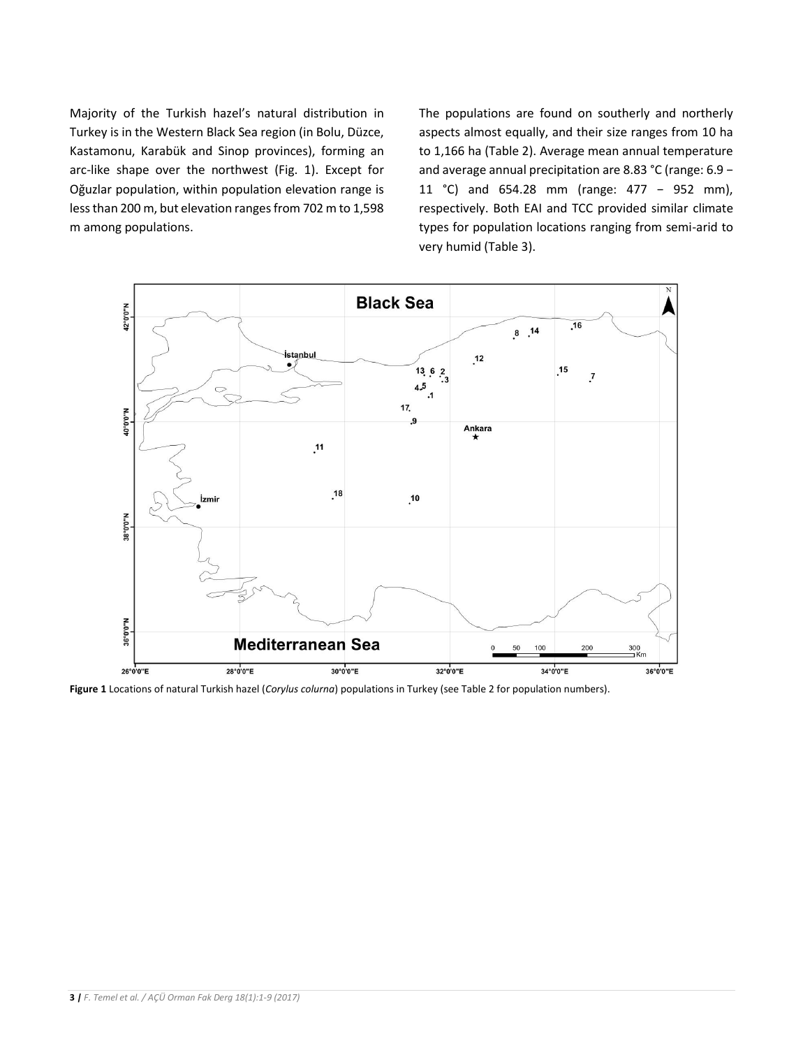Majority of the Turkish hazel's natural distribution in Turkey is in the Western Black Sea region (in Bolu, Düzce, Kastamonu, Karabük and Sinop provinces), forming an arc-like shape over the northwest (Fig. 1). Except for Oğuzlar population, within population elevation range is less than 200 m, but elevation ranges from 702 m to 1,598 m among populations.

The populations are found on southerly and northerly aspects almost equally, and their size ranges from 10 ha to 1,166 ha (Table 2). Average mean annual temperature and average annual precipitation are 8.83 °C (range: 6.9 − 11 °C) and 654.28 mm (range: 477 − 952 mm), respectively. Both EAI and TCC provided similar climate types for population locations ranging from semi-arid to very humid (Table 3).

**Figure 1** Locations of natural Turkish hazel (*Corylus colurna*) populations in Turkey (see Table 2 for population numbers).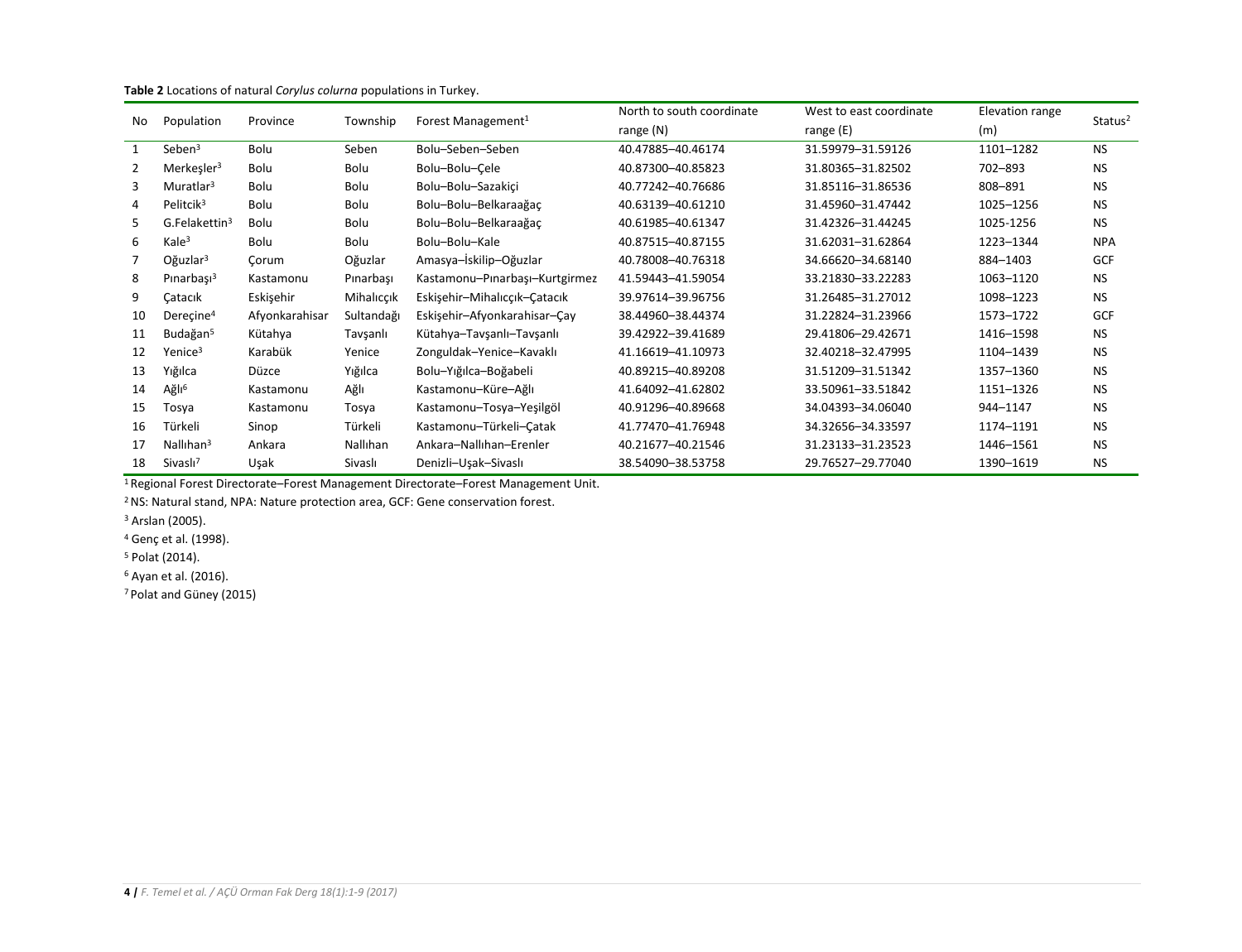**Table 2** Locations of natural *Corylus colurna* populations in Turkey.

| No | Population | Province | Township | Forest Management[1] | North to south coordinate range (N) | West to east coordinate range (E) | Elevation range (m) | Status[2] |
|---|---|---|---|---|---|---|---|---|
| 1 | Seben[3] | Bolu | Seben | Bolu–Seben–Seben | 40.47885–40.46174 | 31.59979–31.59126 | 1101–1282 | NS |
| 2 | Merkeşler[3] | Bolu | Bolu | Bolu–Bolu–Çele | 40.87300–40.85823 | 31.80365–31.82502 | 702–893 | NS |
| 3 | Muratlar[3] | Bolu | Bolu | Bolu–Bolu–Sazakiçi | 40.77242–40.76686 | 31.85116–31.86536 | 808–891 | NS |
| 4 | Pelitcik[3] | Bolu | Bolu | Bolu–Bolu–Belkaraağaç | 40.63139–40.61210 | 31.45960–31.47442 | 1025–1256 | NS |
| 5 | G.Felakettin[3] | Bolu | Bolu | Bolu–Bolu–Belkaraağaç | 40.61985–40.61347 | 31.42326–31.44245 | 1025-1256 | NS |
| 6 | Kale[3] | Bolu | Bolu | Bolu–Bolu–Kale | 40.87515–40.87155 | 31.62031–31.62864 | 1223–1344 | NPA |
| 7 | Oğuzlar[3] | Çorum | Oğuzlar | Amasya–İskilip–Oğuzlar | 40.78008–40.76318 | 34.66620–34.68140 | 884–1403 | GCF |
| 8 | Pınarbaşı[3] | Kastamonu | Pınarbaşı | Kastamonu–Pınarbaşı–Kurtgirmez | 41.59443–41.59054 | 33.21830–33.22283 | 1063–1120 | NS |
| 9 | Çatacık | Eskişehir | Mihalıççık | Eskişehir–Mihalıççık–Çatacık | 39.97614–39.96756 | 31.26485–31.27012 | 1098–1223 | NS |
| 10 | Dereçine[4] | Afyonkarahisar | Sultandağı | Eskişehir–Afyonkarahisar–Çay | 38.44960–38.44374 | 31.22824–31.23966 | 1573–1722 | GCF |
| 11 | Budağan[5] | Kütahya | Tavşanlı | Kütahya–Tavşanlı–Tavşanlı | 39.42922–39.41689 | 29.41806–29.42671 | 1416–1598 | NS |
| 12 | Yenice[3] | Karabük | Yenice | Zonguldak–Yenice–Kavaklı | 41.16619–41.10973 | 32.40218–32.47995 | 1104–1439 | NS |
| 13 | Yığılca | Düzce | Yığılca | Bolu–Yığılca–Boğabeli | 40.89215–40.89208 | 31.51209–31.51342 | 1357–1360 | NS |
| 14 | Ağlı[6] | Kastamonu | Ağlı | Kastamonu–Küre–Ağlı | 41.64092–41.62802 | 33.50961–33.51842 | 1151–1326 | NS |
| 15 | Tosya | Kastamonu | Tosya | Kastamonu–Tosya–Yeşilgöl | 40.91296–40.89668 | 34.04393–34.06040 | 944–1147 | NS |
| 16 | Türkeli | Sinop | Türkeli | Kastamonu–Türkeli–Çatak | 41.77470–41.76948 | 34.32656–34.33597 | 1174–1191 | NS |
| 17 | Nallıhan[3] | Ankara | Nallıhan | Ankara–Nallıhan–Erenler | 40.21677–40.21546 | 31.23133–31.23523 | 1446–1561 | NS |
| 18 | Sivaslı[7] | Uşak | Sivaslı | Denizli–Uşak–Sivaslı | 38.54090–38.53758 | 29.76527–29.77040 | 1390–1619 | NS |

[1] Regional Forest Directorate–Forest Management Directorate–Forest Management Unit.

[2] NS: Natural stand, NPA: Nature protection area, GCF: Gene conservation forest.

[3] Arslan (2005).

[4] Genç et al. (1998).

[5] Polat (2014).

[6] Ayan et al. (2016).

[7] Polat and Güney (2015)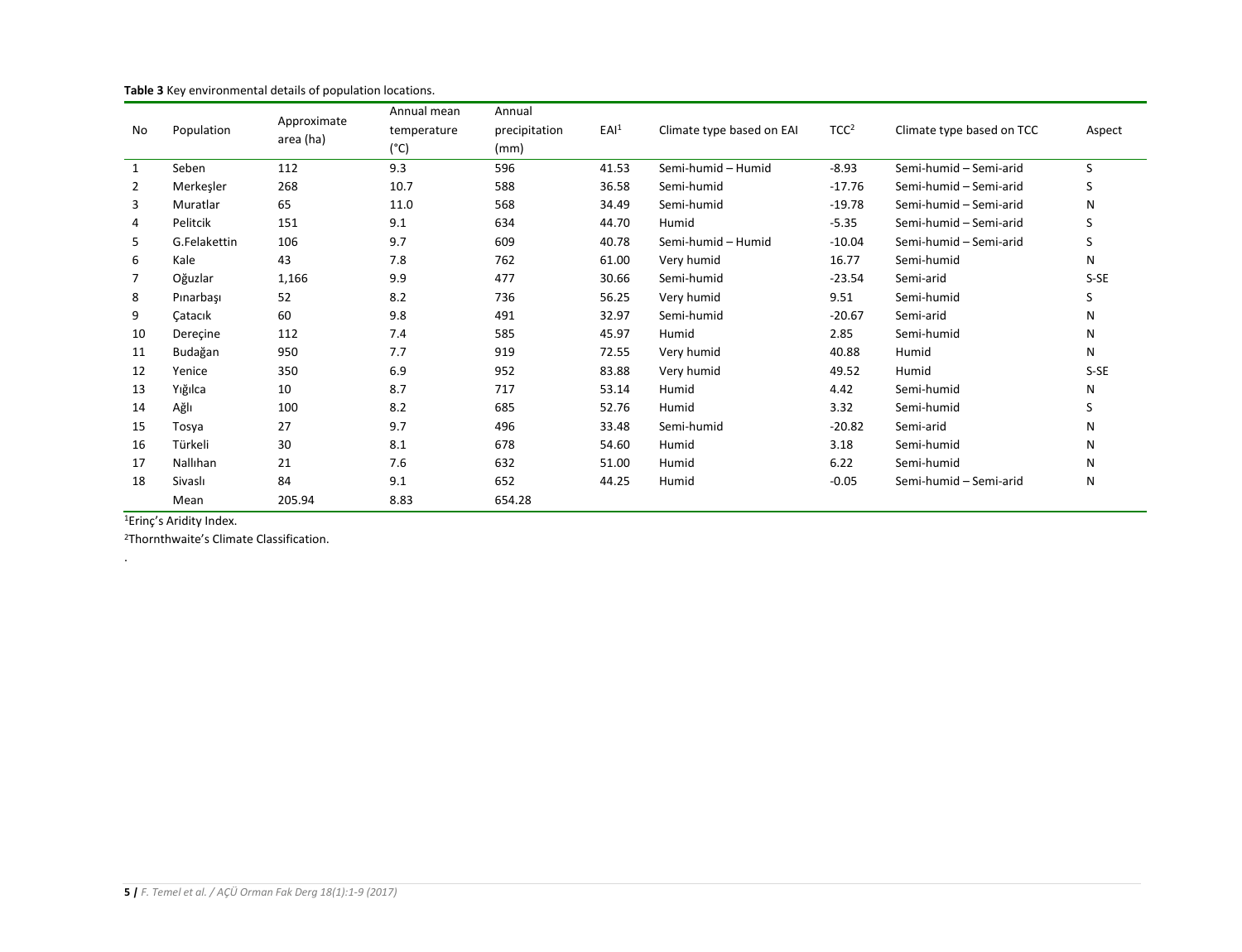**Table 3** Key environmental details of population locations.

| No | Population | Approximate area (ha) | Annual mean temperature (°C) | Annual precipitation (mm) | EAI[1] | Climate type based on EAI | TCC[2] | Climate type based on TCC | Aspect |
|---|---|---|---|---|---|---|---|---|---|
| 1 | Seben | 112 | 9.3 | 596 | 41.53 | Semi-humid – Humid | -8.93 | Semi-humid – Semi-arid | S |
| 2 | Merkeşler | 268 | 10.7 | 588 | 36.58 | Semi-humid | -17.76 | Semi-humid – Semi-arid | S |
| 3 | Muratlar | 65 | 11.0 | 568 | 34.49 | Semi-humid | -19.78 | Semi-humid – Semi-arid | N |
| 4 | Pelitcik | 151 | 9.1 | 634 | 44.70 | Humid | -5.35 | Semi-humid – Semi-arid | S |
| 5 | G.Felakettin | 106 | 9.7 | 609 | 40.78 | Semi-humid – Humid | -10.04 | Semi-humid – Semi-arid | S |
| 6 | Kale | 43 | 7.8 | 762 | 61.00 | Very humid | 16.77 | Semi-humid | N |
| 7 | Oğuzlar | 1,166 | 9.9 | 477 | 30.66 | Semi-humid | -23.54 | Semi-arid | S-SE |
| 8 | Pınarbaşı | 52 | 8.2 | 736 | 56.25 | Very humid | 9.51 | Semi-humid | S |
| 9 | Çatacık | 60 | 9.8 | 491 | 32.97 | Semi-humid | -20.67 | Semi-arid | N |
| 10 | Dereçine | 112 | 7.4 | 585 | 45.97 | Humid | 2.85 | Semi-humid | N |
| 11 | Budağan | 950 | 7.7 | 919 | 72.55 | Very humid | 40.88 | Humid | N |
| 12 | Yenice | 350 | 6.9 | 952 | 83.88 | Very humid | 49.52 | Humid | S-SE |
| 13 | Yığılca | 10 | 8.7 | 717 | 53.14 | Humid | 4.42 | Semi-humid | N |
| 14 | Ağlı | 100 | 8.2 | 685 | 52.76 | Humid | 3.32 | Semi-humid | S |
| 15 | Tosya | 27 | 9.7 | 496 | 33.48 | Semi-humid | -20.82 | Semi-arid | N |
| 16 | Türkeli | 30 | 8.1 | 678 | 54.60 | Humid | 3.18 | Semi-humid | N |
| 17 | Nallıhan | 21 | 7.6 | 632 | 51.00 | Humid | 6.22 | Semi-humid | N |
| 18 | Sivaslı | 84 | 9.1 | 652 | 44.25 | Humid | -0.05 | Semi-humid – Semi-arid | N |
| | Mean | 205.94 | 8.83 | 654.28 | | | | | |

[1]Erinç's Aridity Index.

[2]Thornthwaite's Climate Classification.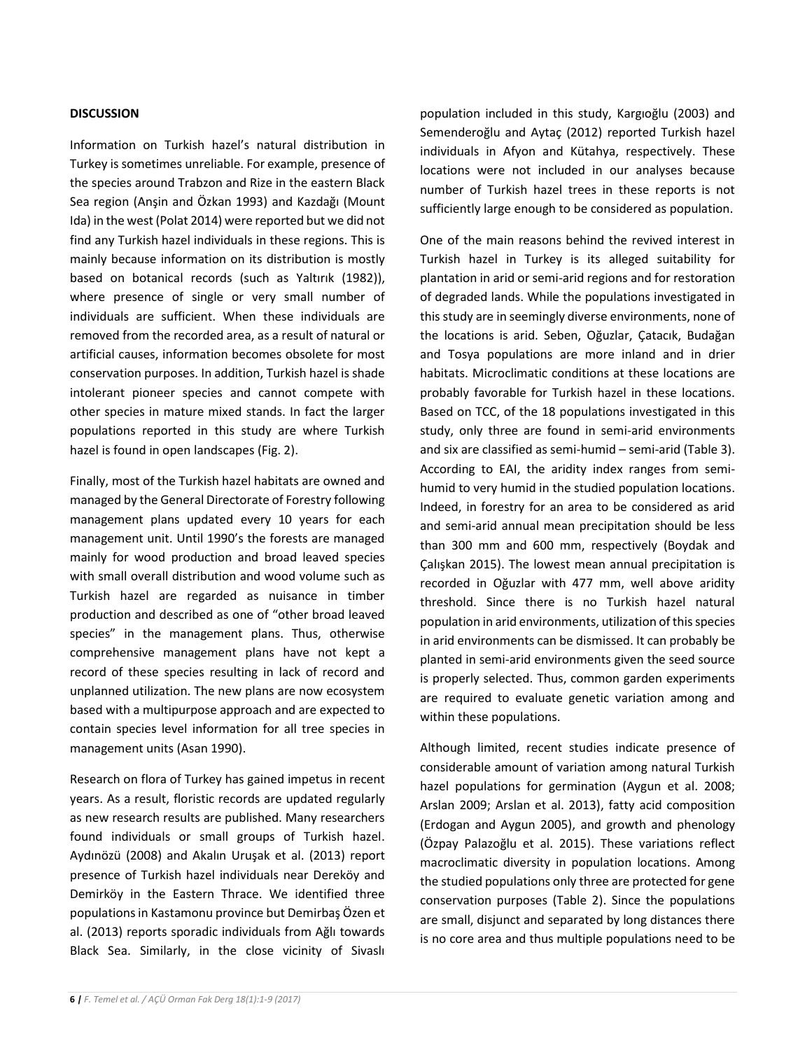## DISCUSSION

Information on Turkish hazel's natural distribution in Turkey is sometimes unreliable. For example, presence of the species around Trabzon and Rize in the eastern Black Sea region (Anşin and Özkan 1993) and Kazdağı (Mount Ida) in the west (Polat 2014) were reported but we did not find any Turkish hazel individuals in these regions. This is mainly because information on its distribution is mostly based on botanical records (such as Yaltırık (1982)), where presence of single or very small number of individuals are sufficient. When these individuals are removed from the recorded area, as a result of natural or artificial causes, information becomes obsolete for most conservation purposes. In addition, Turkish hazel is shade intolerant pioneer species and cannot compete with other species in mature mixed stands. In fact the larger populations reported in this study are where Turkish hazel is found in open landscapes (Fig. 2).

Finally, most of the Turkish hazel habitats are owned and managed by the General Directorate of Forestry following management plans updated every 10 years for each management unit. Until 1990's the forests are managed mainly for wood production and broad leaved species with small overall distribution and wood volume such as Turkish hazel are regarded as nuisance in timber production and described as one of "other broad leaved species" in the management plans. Thus, otherwise comprehensive management plans have not kept a record of these species resulting in lack of record and unplanned utilization. The new plans are now ecosystem based with a multipurpose approach and are expected to contain species level information for all tree species in management units (Asan 1990).

Research on flora of Turkey has gained impetus in recent years. As a result, floristic records are updated regularly as new research results are published. Many researchers found individuals or small groups of Turkish hazel. Aydınözü (2008) and Akalın Uruşak et al. (2013) report presence of Turkish hazel individuals near Dereköy and Demirköy in the Eastern Thrace. We identified three populations in Kastamonu province but Demirbaş Özen et al. (2013) reports sporadic individuals from Ağlı towards Black Sea. Similarly, in the close vicinity of Sivaslı population included in this study, Kargıoğlu (2003) and Semenderoğlu and Aytaç (2012) reported Turkish hazel individuals in Afyon and Kütahya, respectively. These locations were not included in our analyses because number of Turkish hazel trees in these reports is not sufficiently large enough to be considered as population.

One of the main reasons behind the revived interest in Turkish hazel in Turkey is its alleged suitability for plantation in arid or semi-arid regions and for restoration of degraded lands. While the populations investigated in this study are in seemingly diverse environments, none of the locations is arid. Seben, Oğuzlar, Çatacık, Budağan and Tosya populations are more inland and in drier habitats. Microclimatic conditions at these locations are probably favorable for Turkish hazel in these locations. Based on TCC, of the 18 populations investigated in this study, only three are found in semi-arid environments and six are classified as semi-humid – semi-arid (Table 3). According to EAI, the aridity index ranges from semi-humid to very humid in the studied population locations. Indeed, in forestry for an area to be considered as arid and semi-arid annual mean precipitation should be less than 300 mm and 600 mm, respectively (Boydak and Çalışkan 2015). The lowest mean annual precipitation is recorded in Oğuzlar with 477 mm, well above aridity threshold. Since there is no Turkish hazel natural population in arid environments, utilization of this species in arid environments can be dismissed. It can probably be planted in semi-arid environments given the seed source is properly selected. Thus, common garden experiments are required to evaluate genetic variation among and within these populations.

Although limited, recent studies indicate presence of considerable amount of variation among natural Turkish hazel populations for germination (Aygun et al. 2008; Arslan 2009; Arslan et al. 2013), fatty acid composition (Erdogan and Aygun 2005), and growth and phenology (Özpay Palazoğlu et al. 2015). These variations reflect macroclimatic diversity in population locations. Among the studied populations only three are protected for gene conservation purposes (Table 2). Since the populations are small, disjunct and separated by long distances there is no core area and thus multiple populations need to be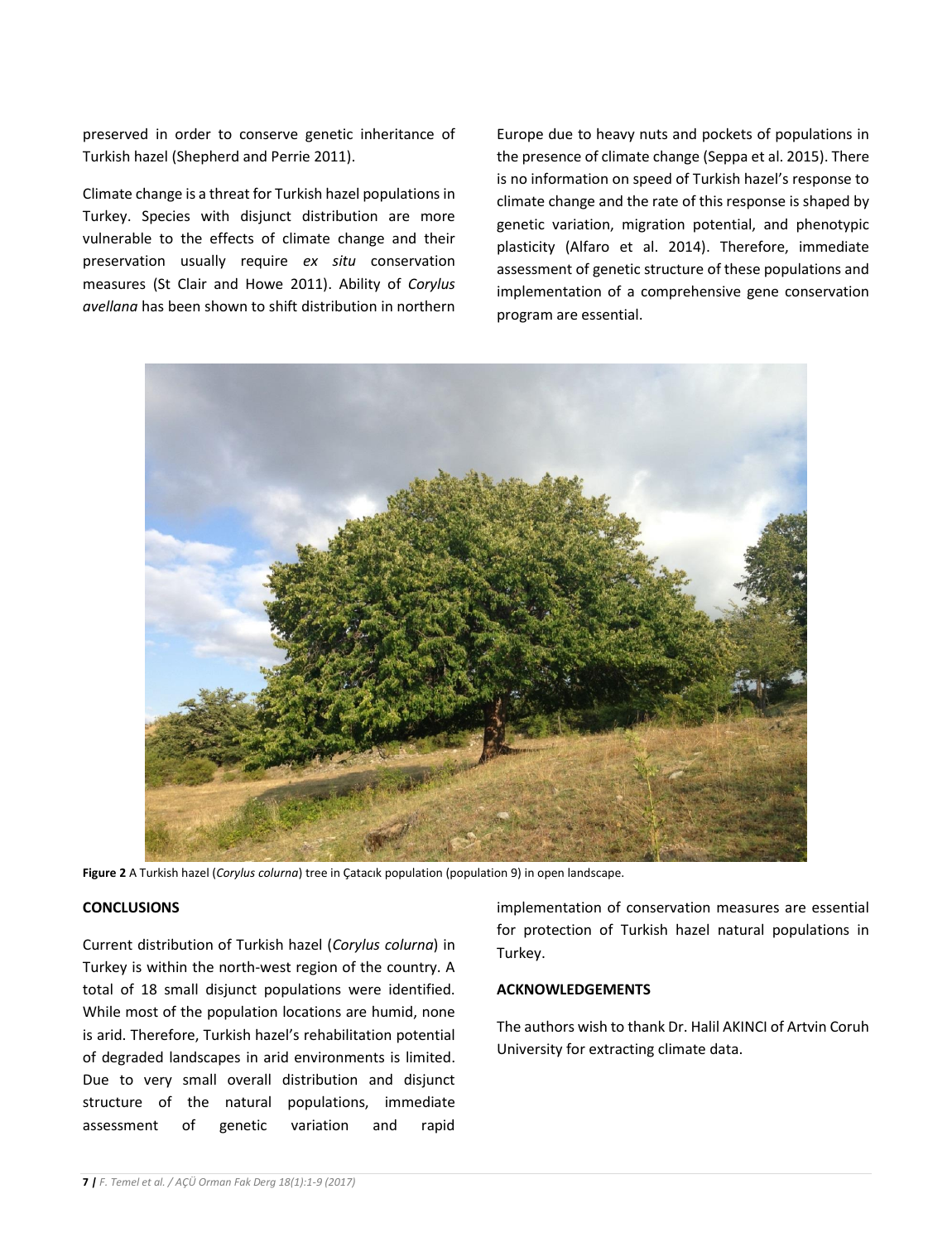preserved in order to conserve genetic inheritance of Turkish hazel (Shepherd and Perrie 2011).

Climate change is a threat for Turkish hazel populations in Turkey. Species with disjunct distribution are more vulnerable to the effects of climate change and their preservation usually require *ex situ* conservation measures (St Clair and Howe 2011). Ability of *Corylus avellana* has been shown to shift distribution in northern Europe due to heavy nuts and pockets of populations in the presence of climate change (Seppa et al. 2015). There is no information on speed of Turkish hazel's response to climate change and the rate of this response is shaped by genetic variation, migration potential, and phenotypic plasticity (Alfaro et al. 2014). Therefore, immediate assessment of genetic structure of these populations and implementation of a comprehensive gene conservation program are essential.

**Figure 2** A Turkish hazel (*Corylus colurna*) tree in Çatacık population (population 9) in open landscape.

## CONCLUSIONS

Current distribution of Turkish hazel (*Corylus colurna*) in Turkey is within the north-west region of the country. A total of 18 small disjunct populations were identified. While most of the population locations are humid, none is arid. Therefore, Turkish hazel's rehabilitation potential of degraded landscapes in arid environments is limited. Due to very small overall distribution and disjunct structure of the natural populations, immediate assessment of genetic variation and rapid implementation of conservation measures are essential for protection of Turkish hazel natural populations in Turkey.

## ACKNOWLEDGEMENTS

The authors wish to thank Dr. Halil AKINCI of Artvin Coruh University for extracting climate data.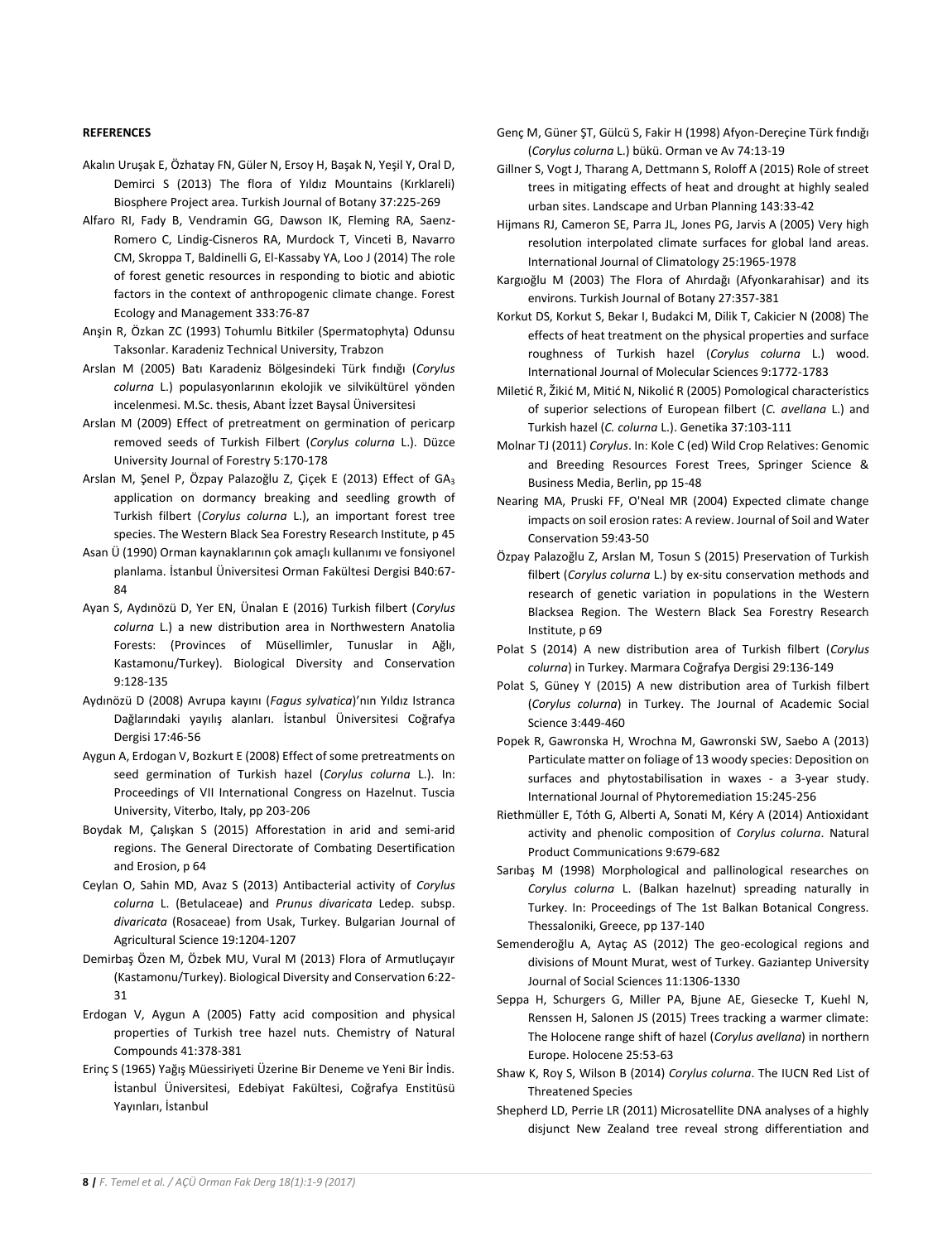**REFERENCES**

Akalın Uruşak E, Özhatay FN, Güler N, Ersoy H, Başak N, Yeşil Y, Oral D, Demirci S (2013) The flora of Yıldız Mountains (Kırklareli) Biosphere Project area. Turkish Journal of Botany 37:225-269

Alfaro RI, Fady B, Vendramin GG, Dawson IK, Fleming RA, Saenz-Romero C, Lindig-Cisneros RA, Murdock T, Vinceti B, Navarro CM, Skroppa T, Baldinelli G, El-Kassaby YA, Loo J (2014) The role of forest genetic resources in responding to biotic and abiotic factors in the context of anthropogenic climate change. Forest Ecology and Management 333:76-87

Anşin R, Özkan ZC (1993) Tohumlu Bitkiler (Spermatophyta) Odunsu Taksonlar. Karadeniz Technical University, Trabzon

Arslan M (2005) Batı Karadeniz Bölgesindeki Türk fındığı (*Corylus colurna* L.) populasyonlarının ekolojik ve silvikültürel yönden incelenmesi. M.Sc. thesis, Abant İzzet Baysal Üniversitesi

Arslan M (2009) Effect of pretreatment on germination of pericarp removed seeds of Turkish Filbert (*Corylus colurna* L.). Düzce University Journal of Forestry 5:170-178

Arslan M, Şenel P, Özpay Palazoğlu Z, Çiçek E (2013) Effect of $GA_3$ application on dormancy breaking and seedling growth of Turkish filbert (*Corylus colurna* L.), an important forest tree species. The Western Black Sea Forestry Research Institute, p 45

Asan Ü (1990) Orman kaynaklarının çok amaçlı kullanımı ve fonsiyonel planlama. İstanbul Üniversitesi Orman Fakültesi Dergisi B40:67-84

Ayan S, Aydınözü D, Yer EN, Ünalan E (2016) Turkish filbert (*Corylus colurna* L.) a new distribution area in Northwestern Anatolia Forests: (Provinces of Müsellimler, Tunuslar in Ağlı, Kastamonu/Turkey). Biological Diversity and Conservation 9:128-135

Aydınözü D (2008) Avrupa kayını (*Fagus sylvatica*)'nın Yıldız Istranca Dağlarındaki yayılış alanları. İstanbul Üniversitesi Coğrafya Dergisi 17:46-56

Aygun A, Erdogan V, Bozkurt E (2008) Effect of some pretreatments on seed germination of Turkish hazel (*Corylus colurna* L.). In: Proceedings of VII International Congress on Hazelnut. Tuscia University, Viterbo, Italy, pp 203-206

Boydak M, Çalışkan S (2015) Afforestation in arid and semi-arid regions. The General Directorate of Combating Desertification and Erosion, p 64

Ceylan O, Sahin MD, Avaz S (2013) Antibacterial activity of *Corylus colurna* L. (Betulaceae) and *Prunus divaricata* Ledep. subsp. *divaricata* (Rosaceae) from Usak, Turkey. Bulgarian Journal of Agricultural Science 19:1204-1207

Demirbaş Özen M, Özbek MU, Vural M (2013) Flora of Armutluçayır (Kastamonu/Turkey). Biological Diversity and Conservation 6:22-31

Erdogan V, Aygun A (2005) Fatty acid composition and physical properties of Turkish tree hazel nuts. Chemistry of Natural Compounds 41:378-381

Erinç S (1965) Yağış Müessiriyeti Üzerine Bir Deneme ve Yeni Bir İndis. İstanbul Üniversitesi, Edebiyat Fakültesi, Coğrafya Enstitüsü Yayınları, İstanbul

Genç M, Güner ŞT, Gülcü S, Fakir H (1998) Afyon-Dereçine Türk fındığı (*Corylus colurna* L.) bükü. Orman ve Av 74:13-19

Gillner S, Vogt J, Tharang A, Dettmann S, Roloff A (2015) Role of street trees in mitigating effects of heat and drought at highly sealed urban sites. Landscape and Urban Planning 143:33-42

Hijmans RJ, Cameron SE, Parra JL, Jones PG, Jarvis A (2005) Very high resolution interpolated climate surfaces for global land areas. International Journal of Climatology 25:1965-1978

Kargıoğlu M (2003) The Flora of Ahırdağı (Afyonkarahisar) and its environs. Turkish Journal of Botany 27:357-381

Korkut DS, Korkut S, Bekar I, Budakci M, Dilik T, Cakicier N (2008) The effects of heat treatment on the physical properties and surface roughness of Turkish hazel (*Corylus colurna* L.) wood. International Journal of Molecular Sciences 9:1772-1783

Miletić R, Žikić M, Mitić N, Nikolić R (2005) Pomological characteristics of superior selections of European filbert (*C. avellana* L.) and Turkish hazel (*C. colurna* L.). Genetika 37:103-111

Molnar TJ (2011) *Corylus*. In: Kole C (ed) Wild Crop Relatives: Genomic and Breeding Resources Forest Trees, Springer Science & Business Media, Berlin, pp 15-48

Nearing MA, Pruski FF, O'Neal MR (2004) Expected climate change impacts on soil erosion rates: A review. Journal of Soil and Water Conservation 59:43-50

Özpay Palazoğlu Z, Arslan M, Tosun S (2015) Preservation of Turkish filbert (*Corylus colurna* L.) by ex-situ conservation methods and research of genetic variation in populations in the Western Blacksea Region. The Western Black Sea Forestry Research Institute, p 69

Polat S (2014) A new distribution area of Turkish filbert (*Corylus colurna*) in Turkey. Marmara Coğrafya Dergisi 29:136-149

Polat S, Güney Y (2015) A new distribution area of Turkish filbert (*Corylus colurna*) in Turkey. The Journal of Academic Social Science 3:449-460

Popek R, Gawronska H, Wrochna M, Gawronski SW, Saebo A (2013) Particulate matter on foliage of 13 woody species: Deposition on surfaces and phytostabilisation in waxes - a 3-year study. International Journal of Phytoremediation 15:245-256

Riethmüller E, Tóth G, Alberti A, Sonati M, Kéry A (2014) Antioxidant activity and phenolic composition of *Corylus colurna*. Natural Product Communications 9:679-682

Sarıbaş M (1998) Morphological and pallinological researches on *Corylus colurna* L. (Balkan hazelnut) spreading naturally in Turkey. In: Proceedings of The 1st Balkan Botanical Congress. Thessaloniki, Greece, pp 137-140

Semenderoğlu A, Aytaç AS (2012) The geo-ecological regions and divisions of Mount Murat, west of Turkey. Gaziantep University Journal of Social Sciences 11:1306-1330

Seppa H, Schurgers G, Miller PA, Bjune AE, Giesecke T, Kuehl N, Renssen H, Salonen JS (2015) Trees tracking a warmer climate: The Holocene range shift of hazel (*Corylus avellana*) in northern Europe. Holocene 25:53-63

Shaw K, Roy S, Wilson B (2014) *Corylus colurna*. The IUCN Red List of Threatened Species

Shepherd LD, Perrie LR (2011) Microsatellite DNA analyses of a highly disjunct New Zealand tree reveal strong differentiation and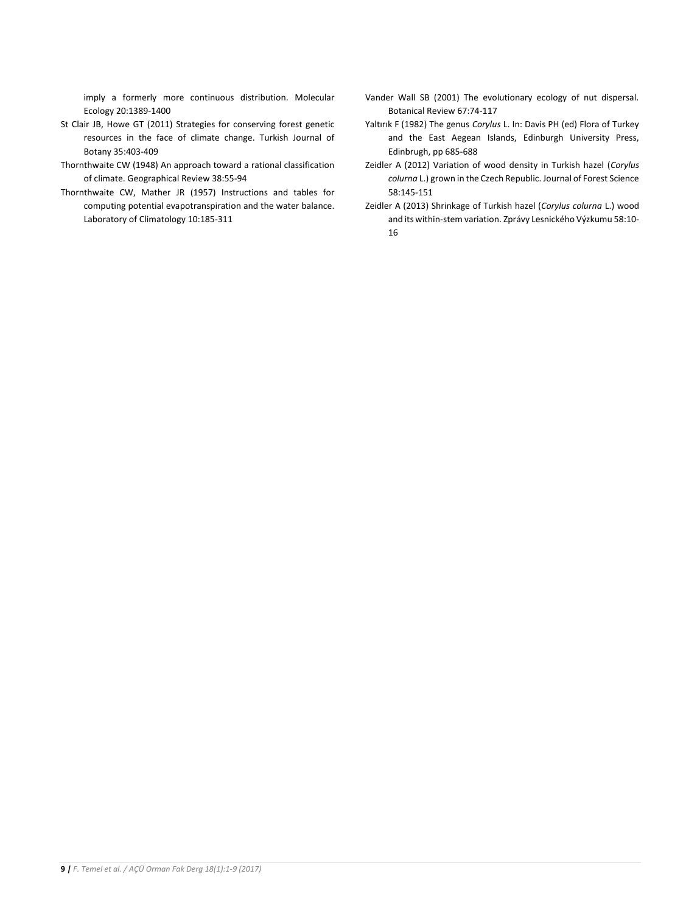imply a formerly more continuous distribution. Molecular Ecology 20:1389-1400

St Clair JB, Howe GT (2011) Strategies for conserving forest genetic resources in the face of climate change. Turkish Journal of Botany 35:403-409

Thornthwaite CW (1948) An approach toward a rational classification of climate. Geographical Review 38:55-94

Thornthwaite CW, Mather JR (1957) Instructions and tables for computing potential evapotranspiration and the water balance. Laboratory of Climatology 10:185-311

Vander Wall SB (2001) The evolutionary ecology of nut dispersal. Botanical Review 67:74-117

Yaltırık F (1982) The genus *Corylus* L. In: Davis PH (ed) Flora of Turkey and the East Aegean Islands, Edinburgh University Press, Edinbrugh, pp 685-688

Zeidler A (2012) Variation of wood density in Turkish hazel (*Corylus colurna* L.) grown in the Czech Republic. Journal of Forest Science 58:145-151

Zeidler A (2013) Shrinkage of Turkish hazel (*Corylus colurna* L.) wood and its within-stem variation. Zprávy Lesnického Výzkumu 58:10-16